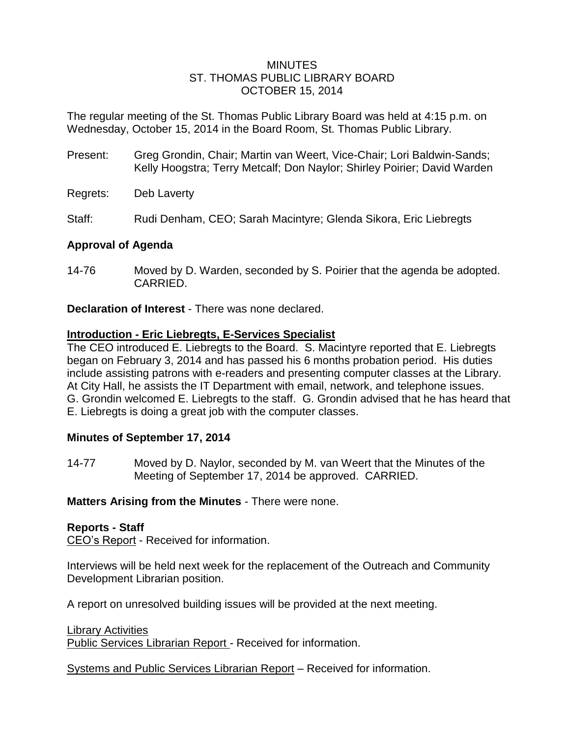# MINUTES
## ST. THOMAS PUBLIC LIBRARY BOARD
## OCTOBER 15, 2014

The regular meeting of the St. Thomas Public Library Board was held at 4:15 p.m. on Wednesday, October 15, 2014 in the Board Room, St. Thomas Public Library.

Present: Greg Grondin, Chair; Martin van Weert, Vice-Chair; Lori Baldwin-Sands; Kelly Hoogstra; Terry Metcalf; Don Naylor; Shirley Poirier; David Warden

Regrets: Deb Laverty

Staff: Rudi Denham, CEO; Sarah Macintyre; Glenda Sikora, Eric Liebregts

**Approval of Agenda**

14-76 Moved by D. Warden, seconded by S. Poirier that the agenda be adopted. CARRIED.

**Declaration of Interest** - There was none declared.

**Introduction - Eric Liebregts, E-Services Specialist**

The CEO introduced E. Liebregts to the Board. S. Macintyre reported that E. Liebregts began on February 3, 2014 and has passed his 6 months probation period. His duties include assisting patrons with e-readers and presenting computer classes at the Library. At City Hall, he assists the IT Department with email, network, and telephone issues. G. Grondin welcomed E. Liebregts to the staff. G. Grondin advised that he has heard that E. Liebregts is doing a great job with the computer classes.

**Minutes of September 17, 2014**

14-77 Moved by D. Naylor, seconded by M. van Weert that the Minutes of the Meeting of September 17, 2014 be approved. CARRIED.

**Matters Arising from the Minutes** - There were none.

**Reports - Staff**

CEO's Report - Received for information.

Interviews will be held next week for the replacement of the Outreach and Community Development Librarian position.

A report on unresolved building issues will be provided at the next meeting.

Library Activities

Public Services Librarian Report - Received for information.

Systems and Public Services Librarian Report – Received for information.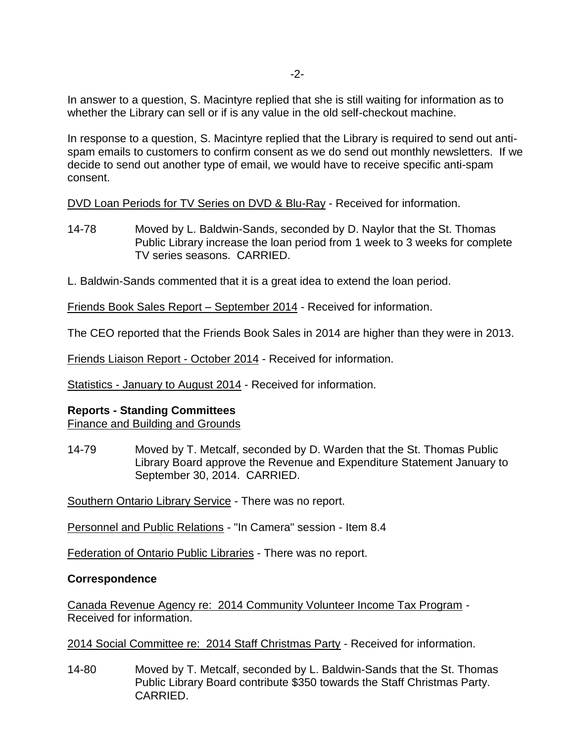In answer to a question, S. Macintyre replied that she is still waiting for information as to whether the Library can sell or if is any value in the old self-checkout machine.

In response to a question, S. Macintyre replied that the Library is required to send out anti-spam emails to customers to confirm consent as we do send out monthly newsletters. If we decide to send out another type of email, we would have to receive specific anti-spam consent.

DVD Loan Periods for TV Series on DVD & Blu-Ray - Received for information.

14-78 Moved by L. Baldwin-Sands, seconded by D. Naylor that the St. Thomas Public Library increase the loan period from 1 week to 3 weeks for complete TV series seasons. CARRIED.

L. Baldwin-Sands commented that it is a great idea to extend the loan period.

Friends Book Sales Report – September 2014 - Received for information.

The CEO reported that the Friends Book Sales in 2014 are higher than they were in 2013.

Friends Liaison Report - October 2014 - Received for information.

Statistics - January to August 2014 - Received for information.

**Reports - Standing Committees**

Finance and Building and Grounds

14-79 Moved by T. Metcalf, seconded by D. Warden that the St. Thomas Public Library Board approve the Revenue and Expenditure Statement January to September 30, 2014. CARRIED.

Southern Ontario Library Service - There was no report.

Personnel and Public Relations - "In Camera" session - Item 8.4

Federation of Ontario Public Libraries - There was no report.

**Correspondence**

Canada Revenue Agency re: 2014 Community Volunteer Income Tax Program - Received for information.

2014 Social Committee re: 2014 Staff Christmas Party - Received for information.

14-80 Moved by T. Metcalf, seconded by L. Baldwin-Sands that the St. Thomas Public Library Board contribute $350 towards the Staff Christmas Party. CARRIED.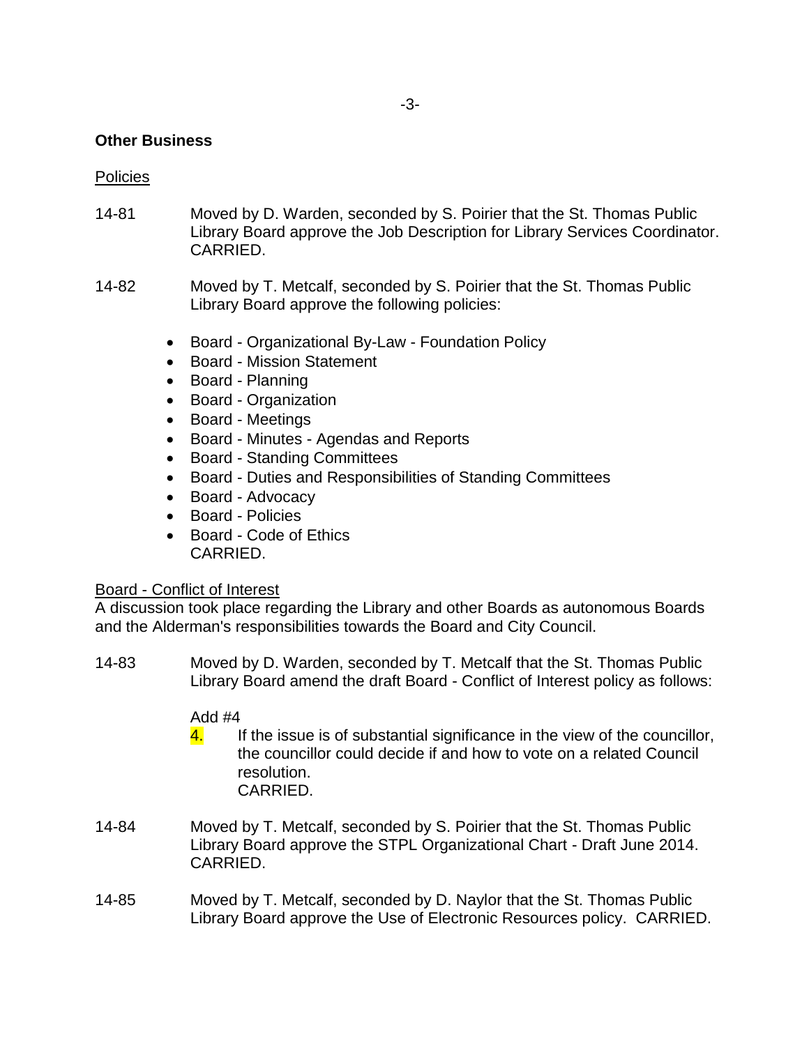**Other Business**

Policies

14-81 Moved by D. Warden, seconded by S. Poirier that the St. Thomas Public Library Board approve the Job Description for Library Services Coordinator. CARRIED.

14-82 Moved by T. Metcalf, seconded by S. Poirier that the St. Thomas Public Library Board approve the following policies:

- Board - Organizational By-Law - Foundation Policy
- Board - Mission Statement
- Board - Planning
- Board - Organization
- Board - Meetings
- Board - Minutes - Agendas and Reports
- Board - Standing Committees
- Board - Duties and Responsibilities of Standing Committees
- Board - Advocacy
- Board - Policies
- Board - Code of Ethics

CARRIED.

Board - Conflict of Interest

A discussion took place regarding the Library and other Boards as autonomous Boards and the Alderman's responsibilities towards the Board and City Council.

14-83 Moved by D. Warden, seconded by T. Metcalf that the St. Thomas Public Library Board amend the draft Board - Conflict of Interest policy as follows:

Add #4

4. If the issue is of substantial significance in the view of the councillor, the councillor could decide if and how to vote on a related Council resolution.

CARRIED.

14-84 Moved by T. Metcalf, seconded by S. Poirier that the St. Thomas Public Library Board approve the STPL Organizational Chart - Draft June 2014. CARRIED.

14-85 Moved by T. Metcalf, seconded by D. Naylor that the St. Thomas Public Library Board approve the Use of Electronic Resources policy. CARRIED.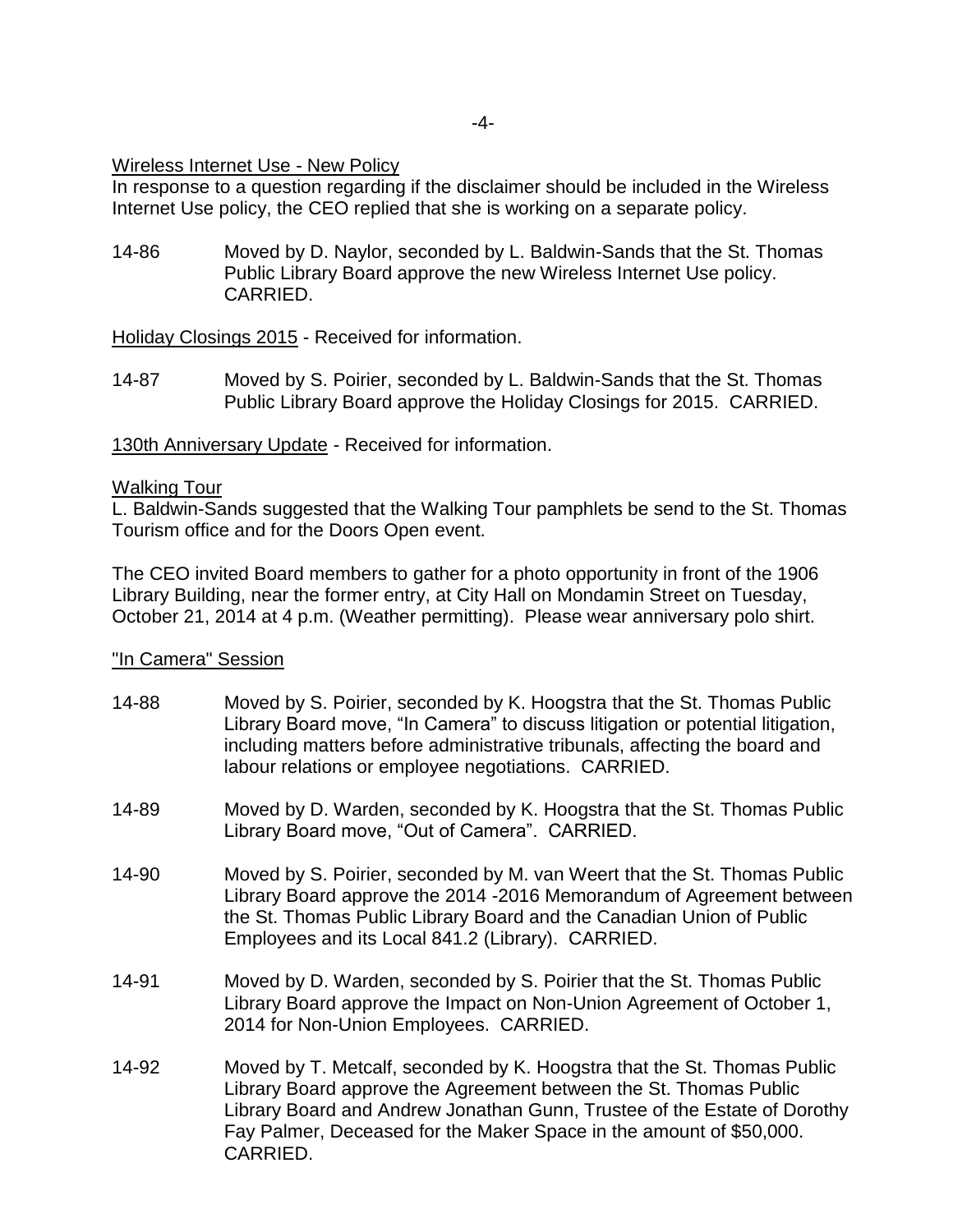Wireless Internet Use - New Policy
In response to a question regarding if the disclaimer should be included in the Wireless Internet Use policy, the CEO replied that she is working on a separate policy.

14-86 Moved by D. Naylor, seconded by L. Baldwin-Sands that the St. Thomas Public Library Board approve the new Wireless Internet Use policy. CARRIED.

Holiday Closings 2015 - Received for information.

14-87 Moved by S. Poirier, seconded by L. Baldwin-Sands that the St. Thomas Public Library Board approve the Holiday Closings for 2015. CARRIED.

130th Anniversary Update - Received for information.

Walking Tour
L. Baldwin-Sands suggested that the Walking Tour pamphlets be send to the St. Thomas Tourism office and for the Doors Open event.

The CEO invited Board members to gather for a photo opportunity in front of the 1906 Library Building, near the former entry, at City Hall on Mondamin Street on Tuesday, October 21, 2014 at 4 p.m. (Weather permitting). Please wear anniversary polo shirt.

"In Camera" Session

14-88 Moved by S. Poirier, seconded by K. Hoogstra that the St. Thomas Public Library Board move, "In Camera" to discuss litigation or potential litigation, including matters before administrative tribunals, affecting the board and labour relations or employee negotiations. CARRIED.

14-89 Moved by D. Warden, seconded by K. Hoogstra that the St. Thomas Public Library Board move, "Out of Camera". CARRIED.

14-90 Moved by S. Poirier, seconded by M. van Weert that the St. Thomas Public Library Board approve the 2014 -2016 Memorandum of Agreement between the St. Thomas Public Library Board and the Canadian Union of Public Employees and its Local 841.2 (Library). CARRIED.

14-91 Moved by D. Warden, seconded by S. Poirier that the St. Thomas Public Library Board approve the Impact on Non-Union Agreement of October 1, 2014 for Non-Union Employees. CARRIED.

14-92 Moved by T. Metcalf, seconded by K. Hoogstra that the St. Thomas Public Library Board approve the Agreement between the St. Thomas Public Library Board and Andrew Jonathan Gunn, Trustee of the Estate of Dorothy Fay Palmer, Deceased for the Maker Space in the amount of $50,000. CARRIED.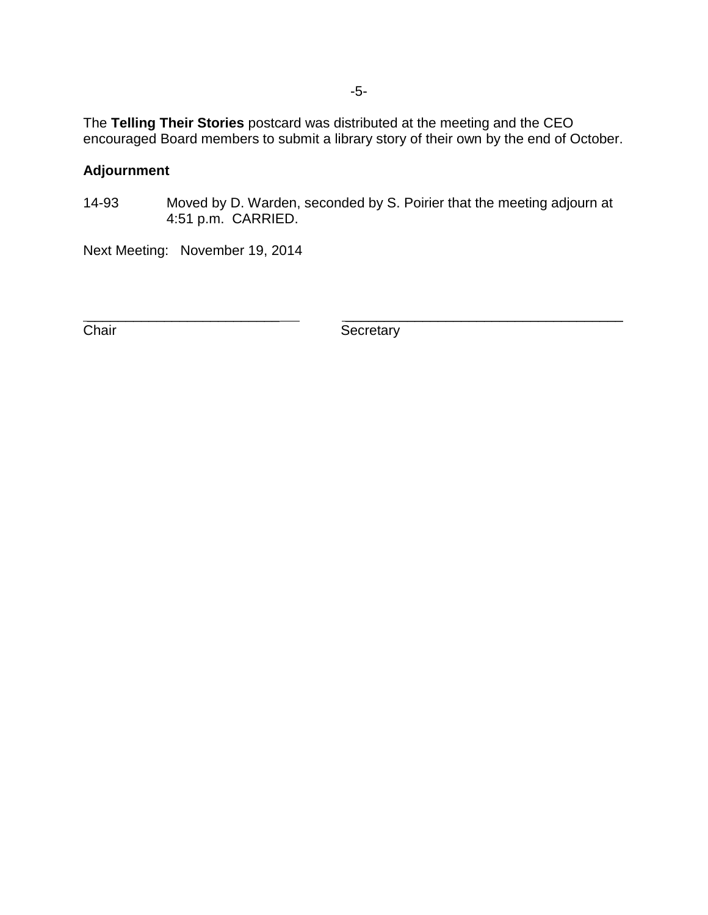The **Telling Their Stories** postcard was distributed at the meeting and the CEO encouraged Board members to submit a library story of their own by the end of October.

**Adjournment**

14-93 Moved by D. Warden, seconded by S. Poirier that the meeting adjourn at 4:51 p.m. CARRIED.

Next Meeting: November 19, 2014

___________________________ Chair

_____________________________________ Secretary